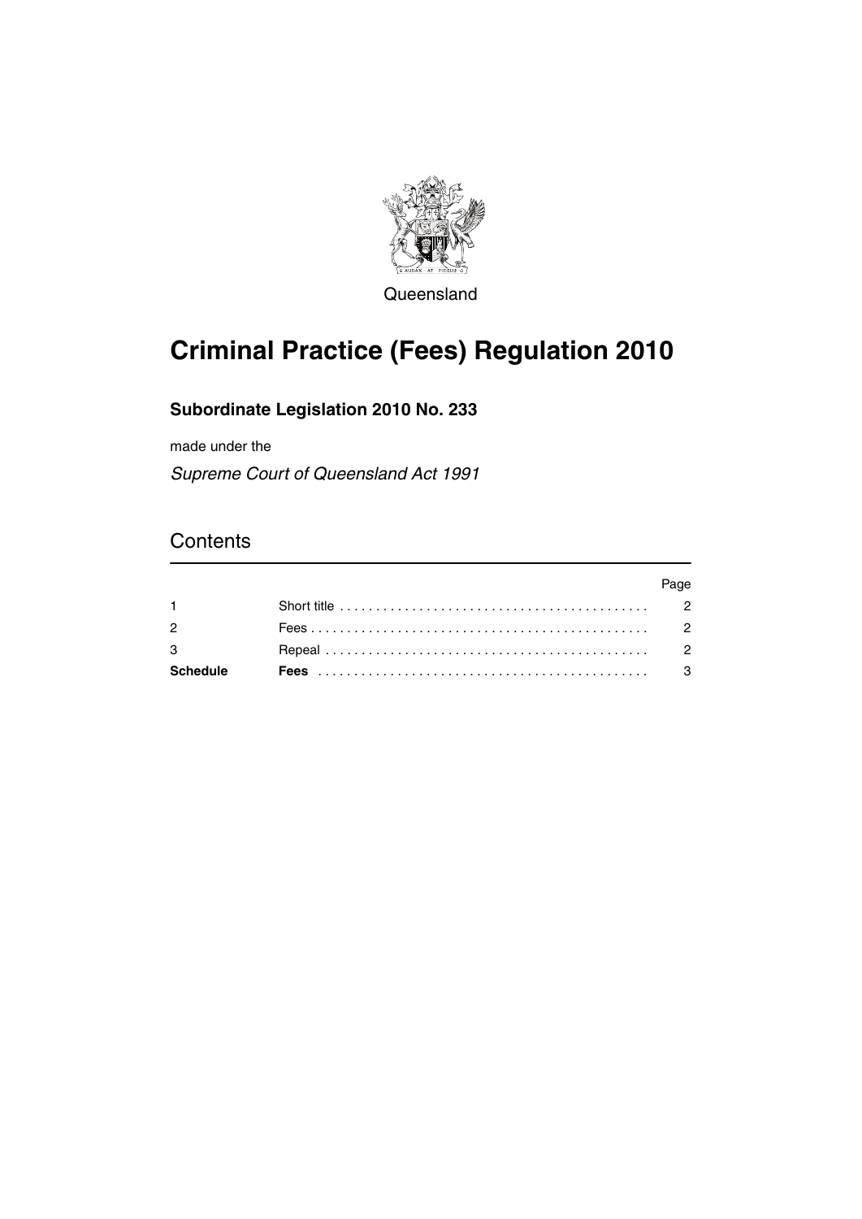Queensland

# Criminal Practice (Fees) Regulation 2010

## Subordinate Legislation 2010 No. 233

made under the

*Supreme Court of Queensland Act 1991*

## Contents

| | | Page |
|---|---|---|
| 1 | Short title | 2 |
| 2 | Fees | 2 |
| 3 | Repeal | 2 |
| **Schedule** | **Fees** | 3 |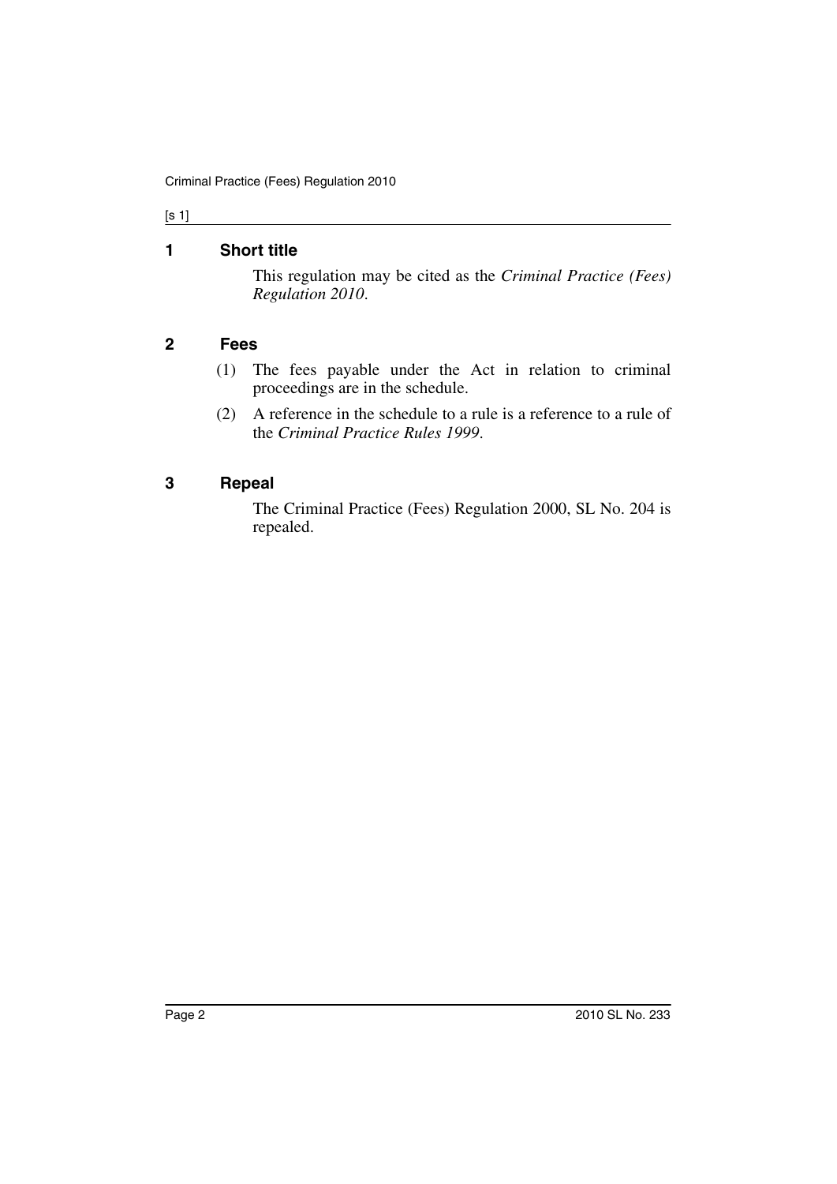## 1 Short title

This regulation may be cited as the *Criminal Practice (Fees) Regulation 2010*.

## 2 Fees

(1) The fees payable under the Act in relation to criminal proceedings are in the schedule.

(2) A reference in the schedule to a rule is a reference to a rule of the *Criminal Practice Rules 1999*.

## 3 Repeal

The Criminal Practice (Fees) Regulation 2000, SL No. 204 is repealed.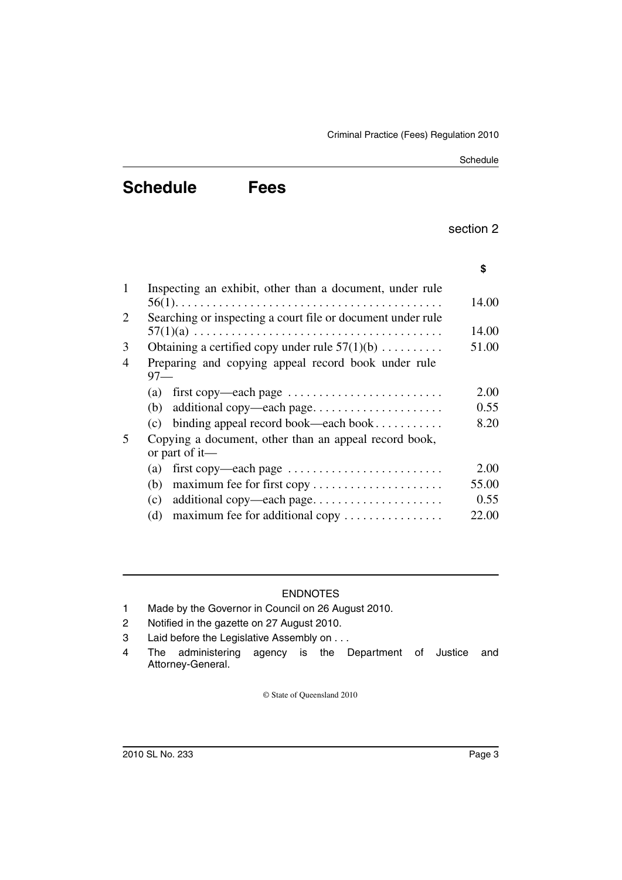# Schedule Fees

section 2

| | | $ |
|---|---|---|
| 1 | Inspecting an exhibit, other than a document, under rule 56(1) | 14.00 |
| 2 | Searching or inspecting a court file or document under rule 57(1)(a) | 14.00 |
| 3 | Obtaining a certified copy under rule 57(1)(b) | 51.00 |
| 4 | Preparing and copying appeal record book under rule 97— | |
| | (a) first copy—each page | 2.00 |
| | (b) additional copy—each page | 0.55 |
| | (c) binding appeal record book—each book | 8.20 |
| 5 | Copying a document, other than an appeal record book, or part of it— | |
| | (a) first copy—each page | 2.00 |
| | (b) maximum fee for first copy | 55.00 |
| | (c) additional copy—each page | 0.55 |
| | (d) maximum fee for additional copy | 22.00 |

## ENDNOTES

1 Made by the Governor in Council on 26 August 2010.

2 Notified in the gazette on 27 August 2010.

3 Laid before the Legislative Assembly on . . .

4 The administering agency is the Department of Justice and Attorney-General.

© State of Queensland 2010